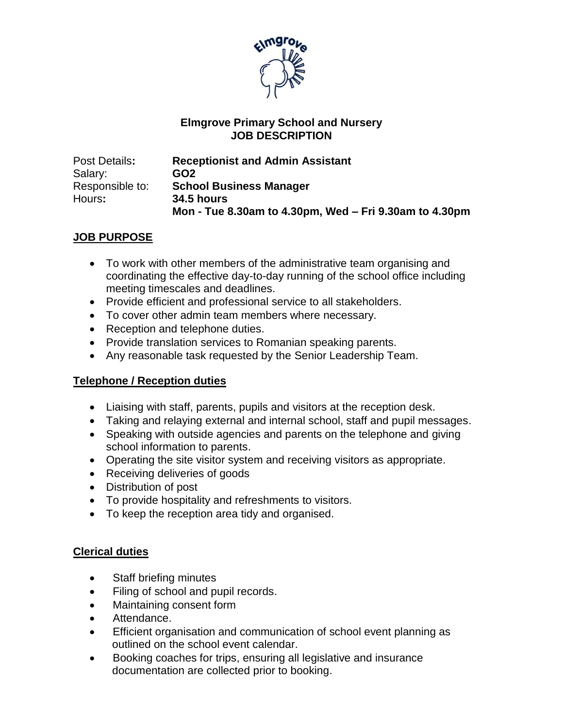**Elmgrove Primary School and Nursery**
**JOB DESCRIPTION**

| | |
|---|---|
| Post Details: | **Receptionist and Admin Assistant** |
| Salary: | **GO2** |
| Responsible to: | **School Business Manager** |
| Hours: | **34.5 hours** |
| | **Mon - Tue 8.30am to 4.30pm, Wed – Fri 9.30am to 4.30pm** |

## JOB PURPOSE

- To work with other members of the administrative team organising and coordinating the effective day-to-day running of the school office including meeting timescales and deadlines.
- Provide efficient and professional service to all stakeholders.
- To cover other admin team members where necessary.
- Reception and telephone duties.
- Provide translation services to Romanian speaking parents.
- Any reasonable task requested by the Senior Leadership Team.

## Telephone / Reception duties

- Liaising with staff, parents, pupils and visitors at the reception desk.
- Taking and relaying external and internal school, staff and pupil messages.
- Speaking with outside agencies and parents on the telephone and giving school information to parents.
- Operating the site visitor system and receiving visitors as appropriate.
- Receiving deliveries of goods
- Distribution of post
- To provide hospitality and refreshments to visitors.
- To keep the reception area tidy and organised.

## Clerical duties

- Staff briefing minutes
- Filing of school and pupil records.
- Maintaining consent form
- Attendance.
- Efficient organisation and communication of school event planning as outlined on the school event calendar.
- Booking coaches for trips, ensuring all legislative and insurance documentation are collected prior to booking.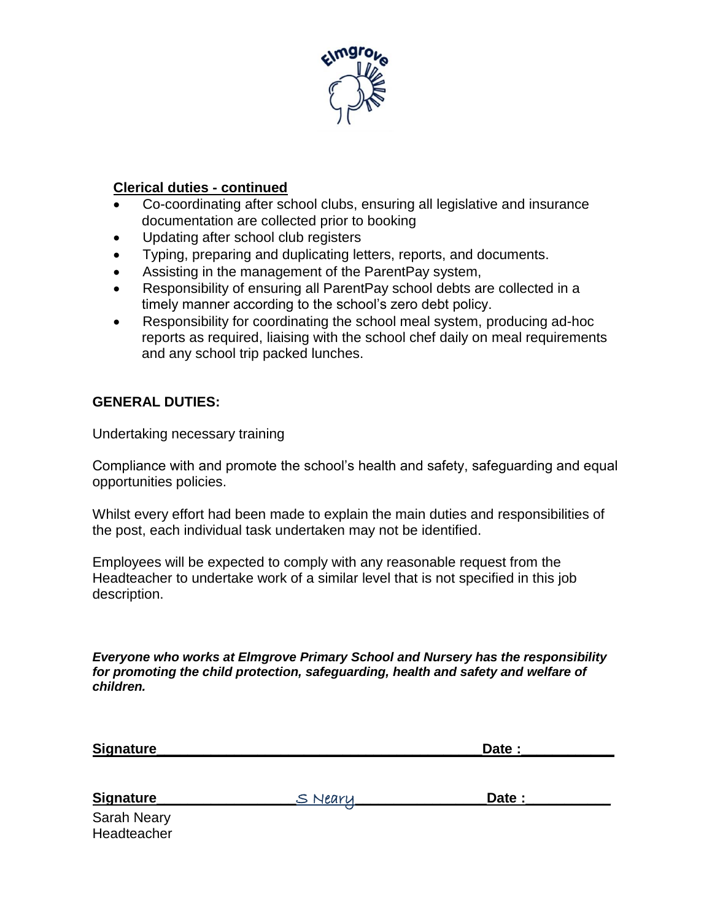**Clerical duties - continued**

- Co-coordinating after school clubs, ensuring all legislative and insurance documentation are collected prior to booking
- Updating after school club registers
- Typing, preparing and duplicating letters, reports, and documents.
- Assisting in the management of the ParentPay system,
- Responsibility of ensuring all ParentPay school debts are collected in a timely manner according to the school's zero debt policy.
- Responsibility for coordinating the school meal system, producing ad-hoc reports as required, liaising with the school chef daily on meal requirements and any school trip packed lunches.

**GENERAL DUTIES:**

Undertaking necessary training

Compliance with and promote the school's health and safety, safeguarding and equal opportunities policies.

Whilst every effort had been made to explain the main duties and responsibilities of the post, each individual task undertaken may not be identified.

Employees will be expected to comply with any reasonable request from the Headteacher to undertake work of a similar level that is not specified in this job description.

***Everyone who works at Elmgrove Primary School and Nursery has the responsibility for promoting the child protection, safeguarding, health and safety and welfare of children.***

**Signature**___________________________________________ **Date :**___________

**Signature**_________________ S Neary _________________ **Date :**___________

Sarah Neary
Headteacher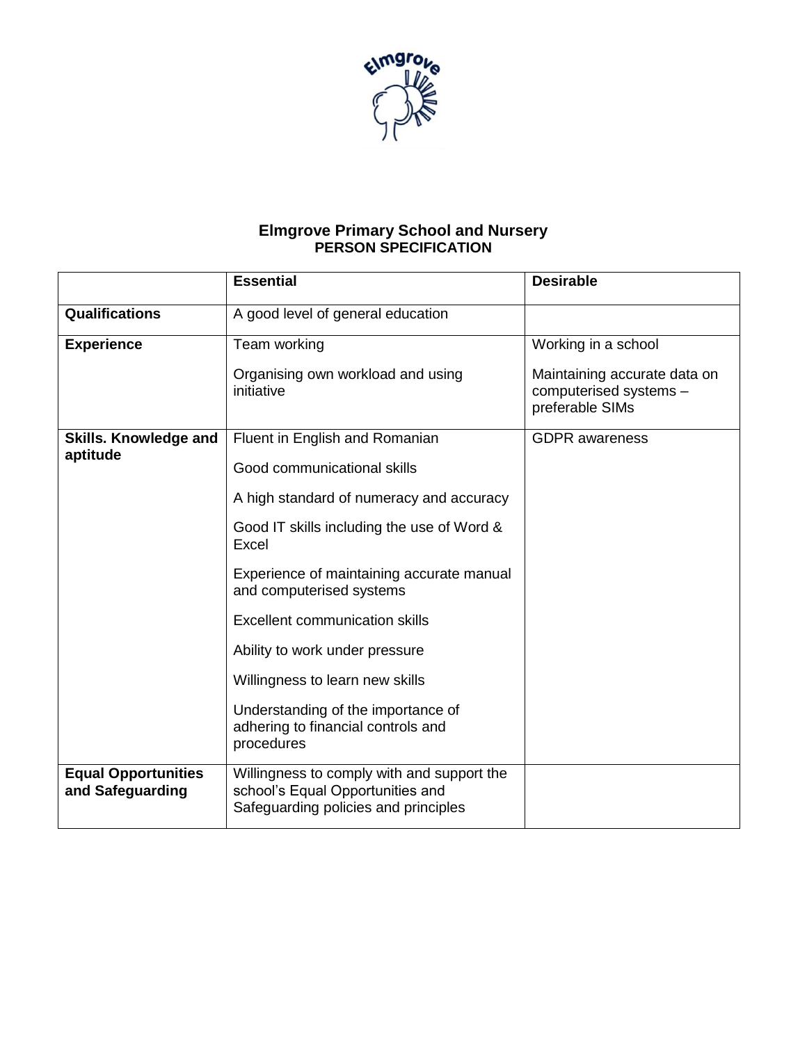**Elmgrove Primary School and Nursery**
**PERSON SPECIFICATION**

| | **Essential** | **Desirable** |
|---|---|---|
| **Qualifications** | A good level of general education | |
| **Experience** | Team working<br><br>Organising own workload and using initiative | Working in a school<br><br>Maintaining accurate data on computerised systems – preferable SIMs |
| **Skills. Knowledge and aptitude** | Fluent in English and Romanian<br><br>Good communicational skills<br><br>A high standard of numeracy and accuracy<br><br>Good IT skills including the use of Word & Excel<br><br>Experience of maintaining accurate manual and computerised systems<br><br>Excellent communication skills<br><br>Ability to work under pressure<br><br>Willingness to learn new skills<br><br>Understanding of the importance of adhering to financial controls and procedures | GDPR awareness |
| **Equal Opportunities and Safeguarding** | Willingness to comply with and support the school's Equal Opportunities and Safeguarding policies and principles | |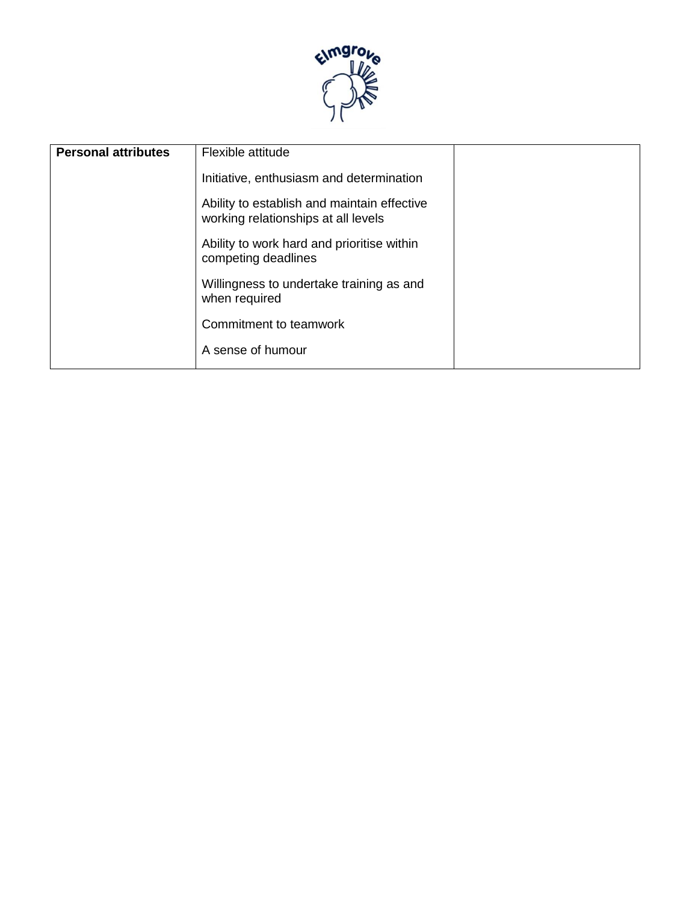| | | |
|---|---|---|
| **Personal attributes** | Flexible attitude<br><br>Initiative, enthusiasm and determination<br><br>Ability to establish and maintain effective working relationships at all levels<br><br>Ability to work hard and prioritise within competing deadlines<br><br>Willingness to undertake training as and when required<br><br>Commitment to teamwork<br><br>A sense of humour | |